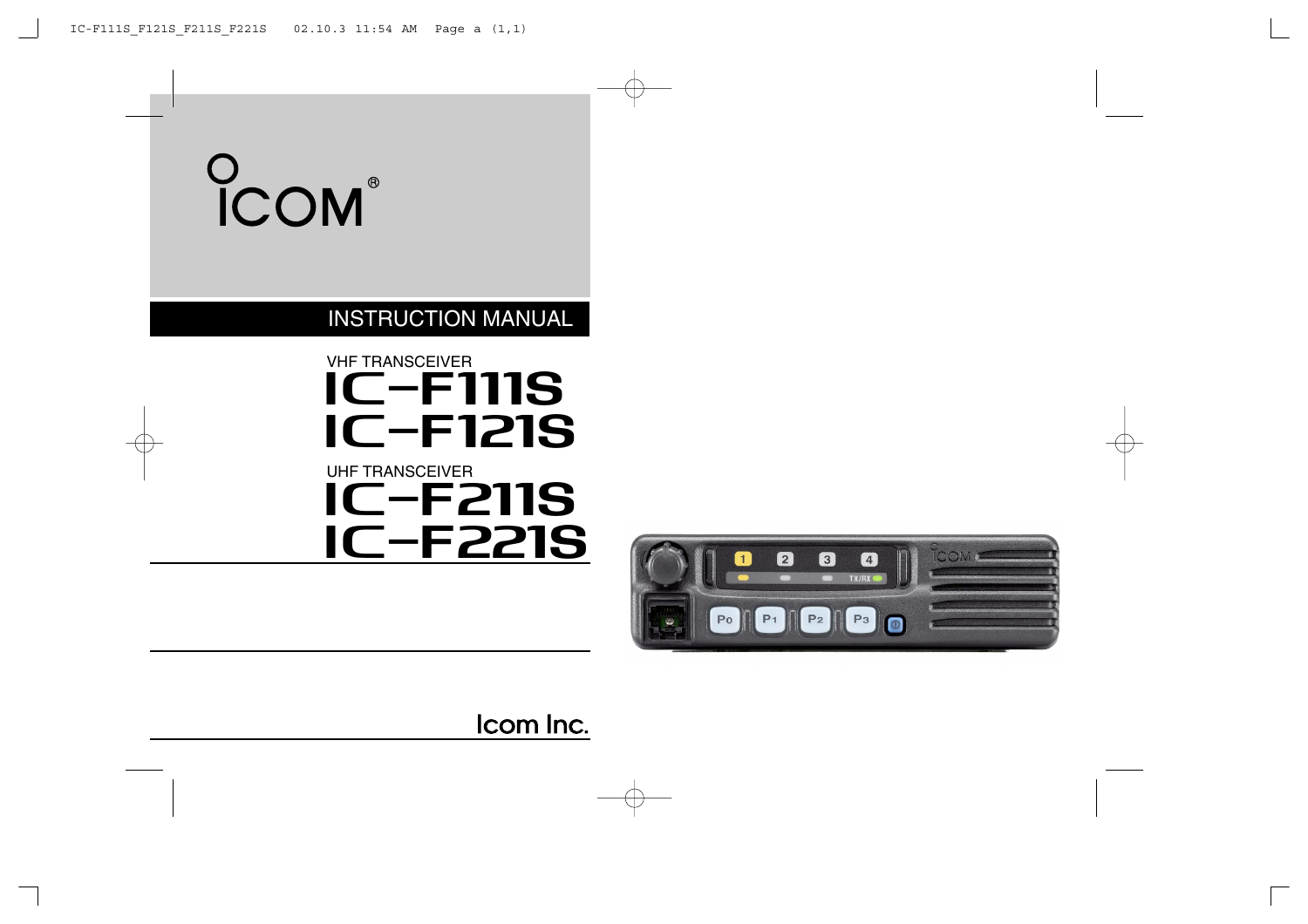ICOM®

# INSTRUCTION MANUAL

VHF TRANSCEIVER

# IC-F111S
# IC-F121S

UHF TRANSCEIVER

# IC-F211S
# IC-F221S

Icom Inc.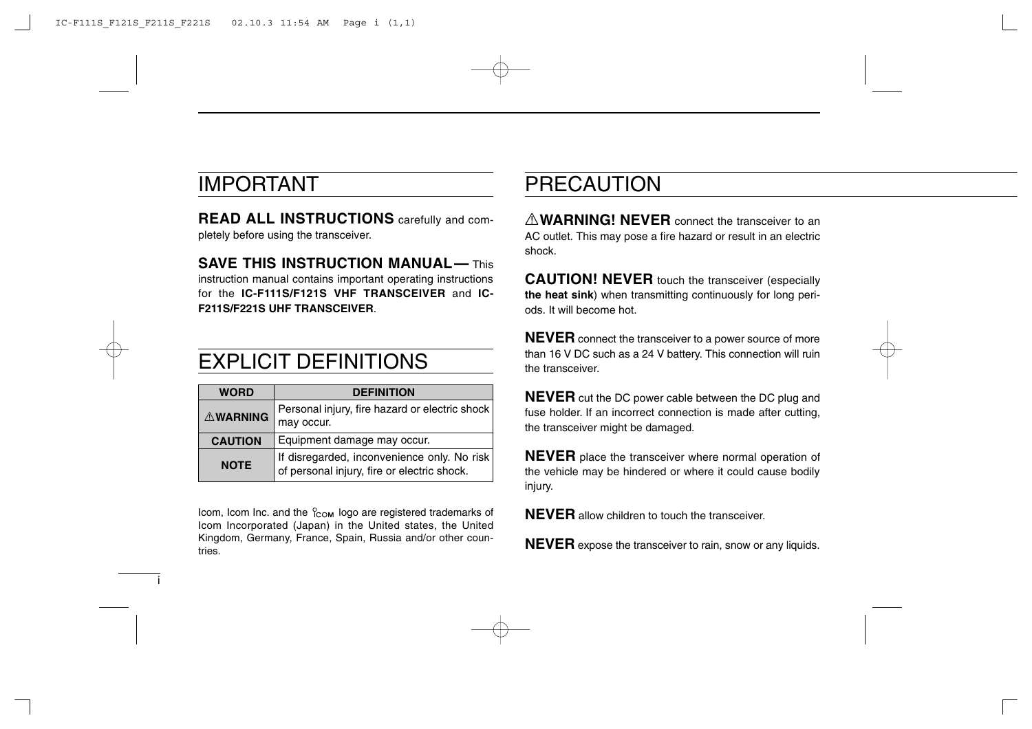## IMPORTANT

**READ ALL INSTRUCTIONS** carefully and completely before using the transceiver.

**SAVE THIS INSTRUCTION MANUAL—** This instruction manual contains important operating instructions for the **IC-F111S/F121S VHF TRANSCEIVER** and **IC-F211S/F221S UHF TRANSCEIVER**.

## EXPLICIT DEFINITIONS

| WORD | DEFINITION |
|---|---|
| ⚠WARNING | Personal injury, fire hazard or electric shock may occur. |
| CAUTION | Equipment damage may occur. |
| NOTE | If disregarded, inconvenience only. No risk of personal injury, fire or electric shock. |

Icom, Icom Inc. and the ICOM logo are registered trademarks of Icom Incorporated (Japan) in the United states, the United Kingdom, Germany, France, Spain, Russia and/or other countries.

## PRECAUTION

⚠**WARNING! NEVER** connect the transceiver to an AC outlet. This may pose a fire hazard or result in an electric shock.

**CAUTION! NEVER** touch the transceiver (especially **the heat sink**) when transmitting continuously for long periods. It will become hot.

**NEVER** connect the transceiver to a power source of more than 16 V DC such as a 24 V battery. This connection will ruin the transceiver.

**NEVER** cut the DC power cable between the DC plug and fuse holder. If an incorrect connection is made after cutting, the transceiver might be damaged.

**NEVER** place the transceiver where normal operation of the vehicle may be hindered or where it could cause bodily injury.

**NEVER** allow children to touch the transceiver.

**NEVER** expose the transceiver to rain, snow or any liquids.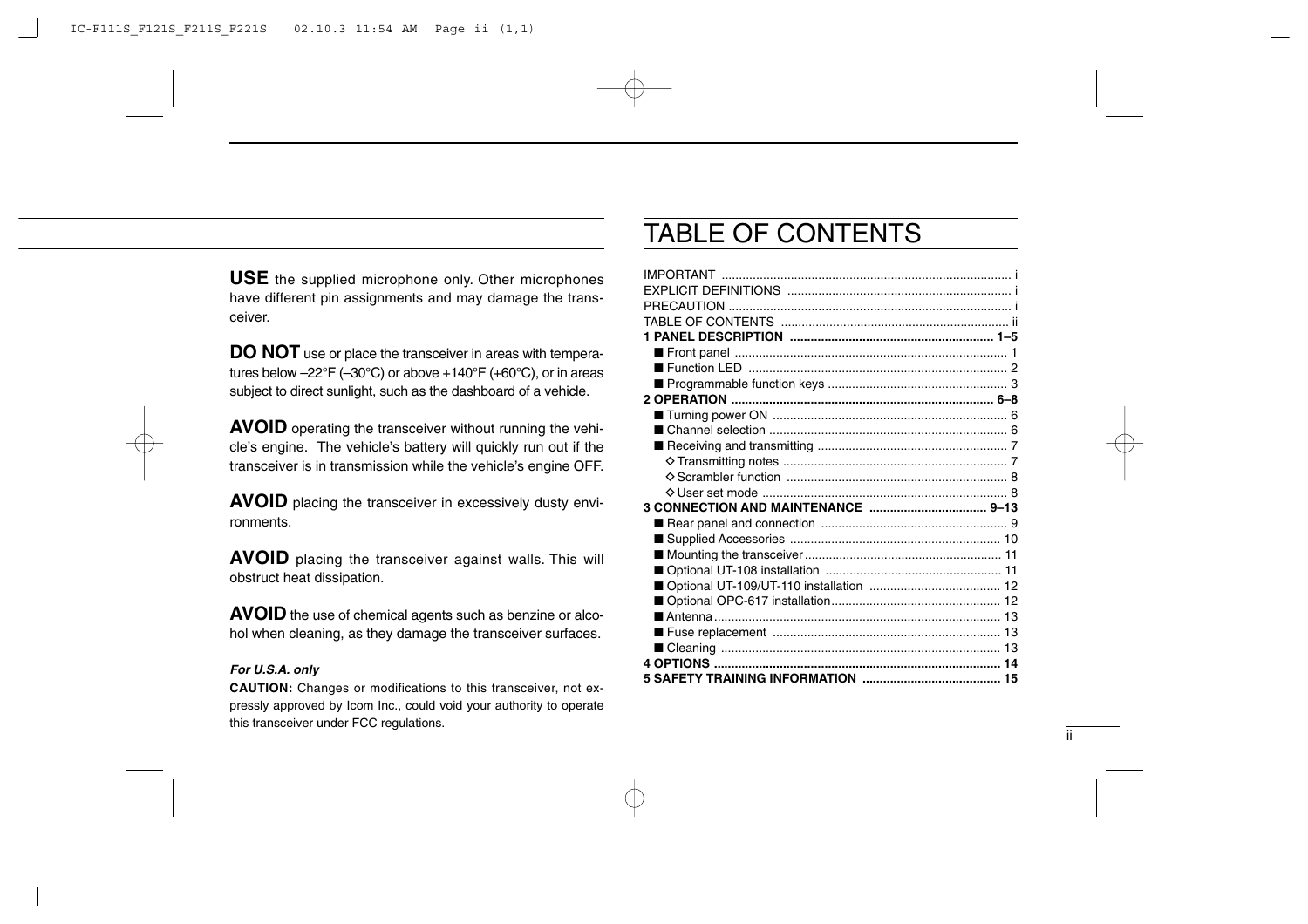**USE** the supplied microphone only. Other microphones have different pin assignments and may damage the transceiver.

**DO NOT** use or place the transceiver in areas with temperatures below –22°F (–30°C) or above +140°F (+60°C), or in areas subject to direct sunlight, such as the dashboard of a vehicle.

**AVOID** operating the transceiver without running the vehicle's engine. The vehicle's battery will quickly run out if the transceiver is in transmission while the vehicle's engine OFF.

**AVOID** placing the transceiver in excessively dusty environments.

**AVOID** placing the transceiver against walls. This will obstruct heat dissipation.

**AVOID** the use of chemical agents such as benzine or alcohol when cleaning, as they damage the transceiver surfaces.

***For U.S.A. only***

**CAUTION:** Changes or modifications to this transceiver, not expressly approved by Icom Inc., could void your authority to operate this transceiver under FCC regulations.

# TABLE OF CONTENTS

IMPORTANT ..... i
EXPLICIT DEFINITIONS ..... i
PRECAUTION ..... i
TABLE OF CONTENTS ..... ii

**1 PANEL DESCRIPTION ..... 1–5**
- ■ Front panel ..... 1
- ■ Function LED ..... 2
- ■ Programmable function keys ..... 3

**2 OPERATION ..... 6–8**
- ■ Turning power ON ..... 6
- ■ Channel selection ..... 6
- ■ Receiving and transmitting ..... 7
  - ◇ Transmitting notes ..... 7
  - ◇ Scrambler function ..... 8
  - ◇ User set mode ..... 8

**3 CONNECTION AND MAINTENANCE ..... 9–13**
- ■ Rear panel and connection ..... 9
- ■ Supplied Accessories ..... 10
- ■ Mounting the transceiver ..... 11
- ■ Optional UT-108 installation ..... 11
- ■ Optional UT-109/UT-110 installation ..... 12
- ■ Optional OPC-617 installation ..... 12
- ■ Antenna ..... 13
- ■ Fuse replacement ..... 13
- ■ Cleaning ..... 13

**4 OPTIONS ..... 14**

**5 SAFETY TRAINING INFORMATION ..... 15**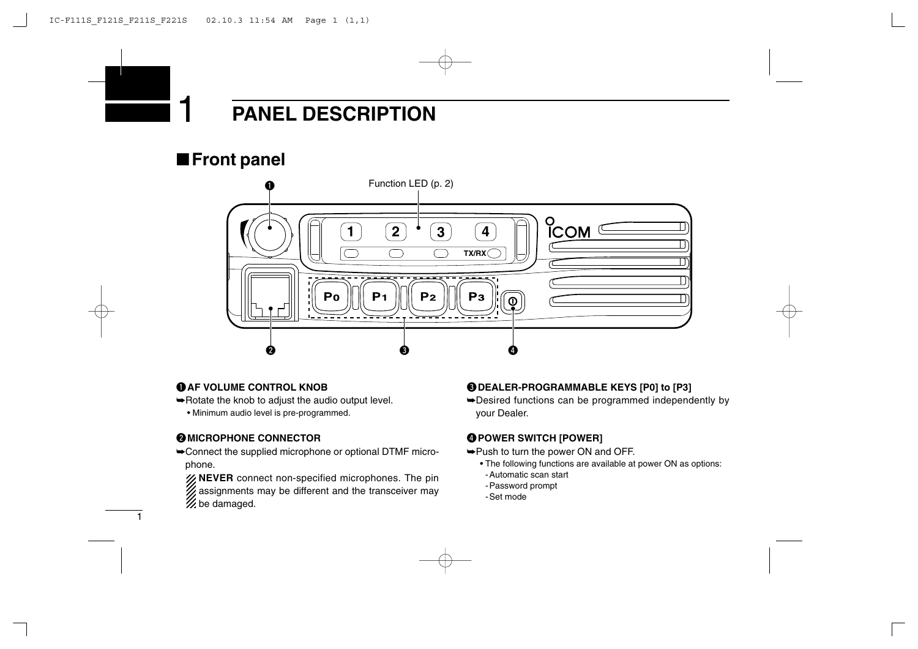# 1 PANEL DESCRIPTION

## ■ Front panel

Function LED (p. 2)

**❶ AF VOLUME CONTROL KNOB**

➥Rotate the knob to adjust the audio output level.

- Minimum audio level is pre-programmed.

**❷ MICROPHONE CONNECTOR**

➥Connect the supplied microphone or optional DTMF microphone.

**NEVER** connect non-specified microphones. The pin assignments may be different and the transceiver may be damaged.

**❸ DEALER-PROGRAMMABLE KEYS [P0] to [P3]**

➥Desired functions can be programmed independently by your Dealer.

**❹ POWER SWITCH [POWER]**

➥Push to turn the power ON and OFF.

- The following functions are available at power ON as options:
  - Automatic scan start
  - Password prompt
  - Set mode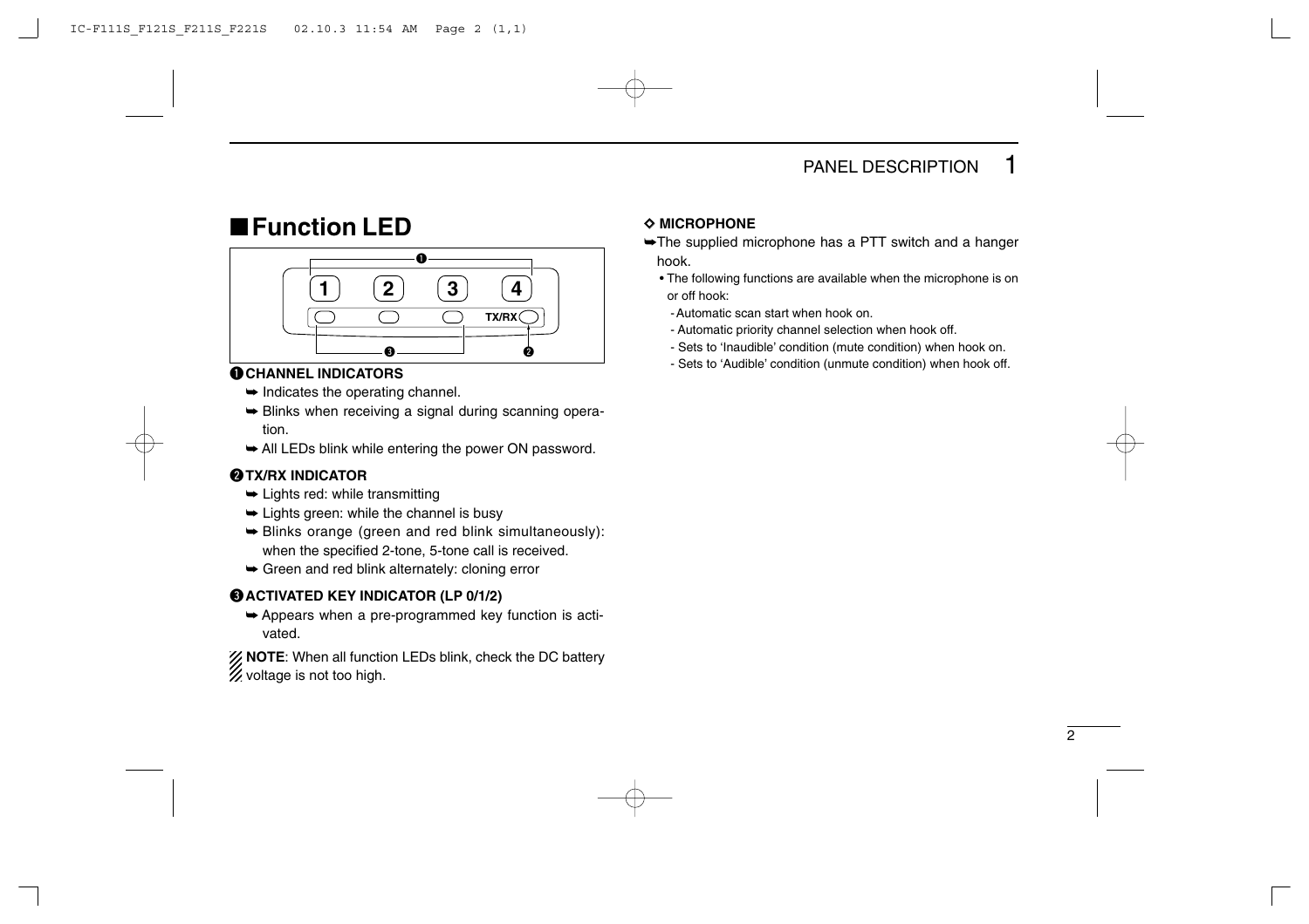## ■ Function LED

### ❶ CHANNEL INDICATORS

➥ Indicates the operating channel.

➥ Blinks when receiving a signal during scanning operation.

➥ All LEDs blink while entering the power ON password.

### ❷ TX/RX INDICATOR

➥ Lights red: while transmitting

➥ Lights green: while the channel is busy

➥ Blinks orange (green and red blink simultaneously): when the specified 2-tone, 5-tone call is received.

➥ Green and red blink alternately: cloning error

### ❸ ACTIVATED KEY INDICATOR (LP 0/1/2)

➥ Appears when a pre-programmed key function is activated.

**NOTE**: When all function LEDs blink, check the DC battery voltage is not too high.

### ◇ MICROPHONE

➥ The supplied microphone has a PTT switch and a hanger hook.

- The following functions are available when the microphone is on or off hook:
  - Automatic scan start when hook on.
  - Automatic priority channel selection when hook off.
  - Sets to 'Inaudible' condition (mute condition) when hook on.
  - Sets to 'Audible' condition (unmute condition) when hook off.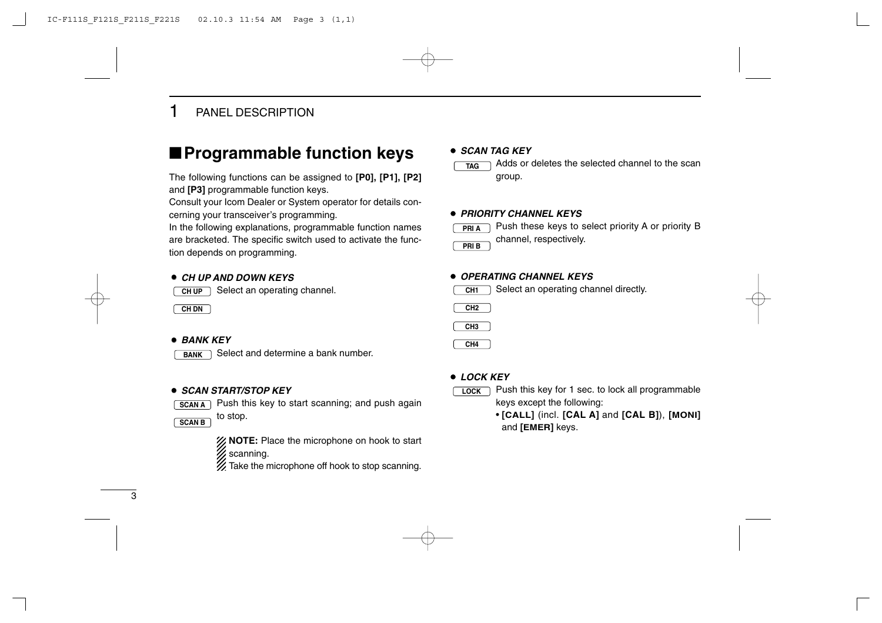## 1 PANEL DESCRIPTION

## ■ Programmable function keys

The following functions can be assigned to **[P0], [P1], [P2]** and **[P3]** programmable function keys.
Consult your Icom Dealer or System operator for details concerning your transceiver's programming.
In the following explanations, programmable function names are bracketed. The specific switch used to activate the function depends on programming.

- ***CH UP AND DOWN KEYS***

**CH UP** **CH DN** Select an operating channel.

- ***BANK KEY***

**BANK** Select and determine a bank number.

- ***SCAN START/STOP KEY***

**SCAN A** **SCAN B** Push this key to start scanning; and push again to stop.

> **NOTE:** Place the microphone on hook to start scanning.
> Take the microphone off hook to stop scanning.

- ***SCAN TAG KEY***

**TAG** Adds or deletes the selected channel to the scan group.

- ***PRIORITY CHANNEL KEYS***

**PRI A** **PRI B** Push these keys to select priority A or priority B channel, respectively.

- ***OPERATING CHANNEL KEYS***

**CH1** **CH2** **CH3** **CH4** Select an operating channel directly.

- ***LOCK KEY***

**LOCK** Push this key for 1 sec. to lock all programmable keys except the following:
- **[CALL]** (incl. **[CAL A]** and **[CAL B]**), **[MONI]** and **[EMER]** keys.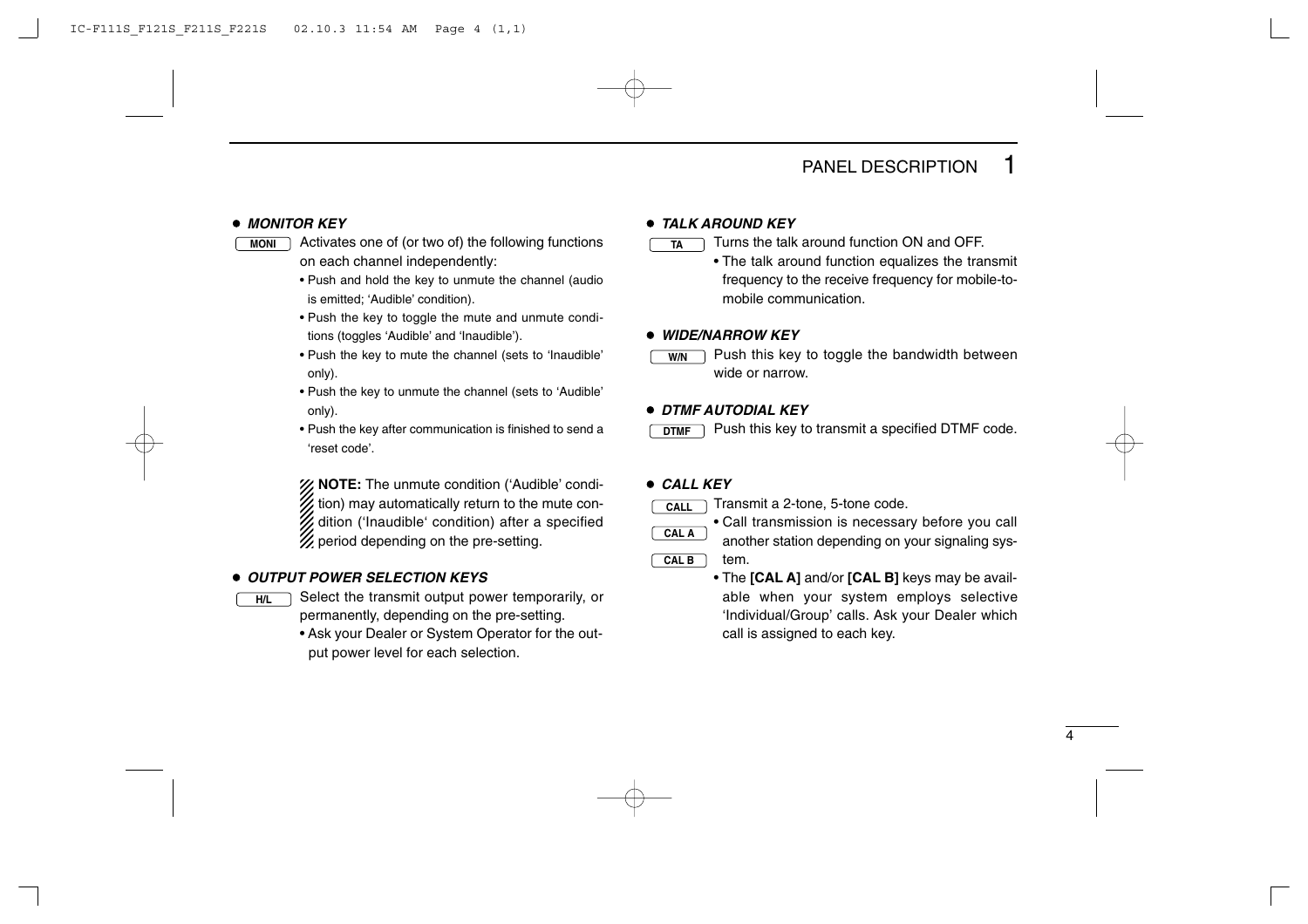## PANEL DESCRIPTION

### ● *MONITOR KEY*

**[MONI]** Activates one of (or two of) the following functions on each channel independently:

- Push and hold the key to unmute the channel (audio is emitted; 'Audible' condition).
- Push the key to toggle the mute and unmute conditions (toggles 'Audible' and 'Inaudible').
- Push the key to mute the channel (sets to 'Inaudible' only).
- Push the key to unmute the channel (sets to 'Audible' only).
- Push the key after communication is finished to send a 'reset code'.

**NOTE:** The unmute condition ('Audible' condition) may automatically return to the mute condition ('Inaudible' condition) after a specified period depending on the pre-setting.

### ● *OUTPUT POWER SELECTION KEYS*

**[H/L]** Select the transmit output power temporarily, or permanently, depending on the pre-setting.

- Ask your Dealer or System Operator for the output power level for each selection.

### ● *TALK AROUND KEY*

**[TA]** Turns the talk around function ON and OFF.

- The talk around function equalizes the transmit frequency to the receive frequency for mobile-to-mobile communication.

### ● *WIDE/NARROW KEY*

**[W/N]** Push this key to toggle the bandwidth between wide or narrow.

### ● *DTMF AUTODIAL KEY*

**[DTMF]** Push this key to transmit a specified DTMF code.

### ● *CALL KEY*

**[CALL]** **[CAL A]** **[CAL B]** Transmit a 2-tone, 5-tone code.

- Call transmission is necessary before you call another station depending on your signaling system.
- The **[CAL A]** and/or **[CAL B]** keys may be available when your system employs selective 'Individual/Group' calls. Ask your Dealer which call is assigned to each key.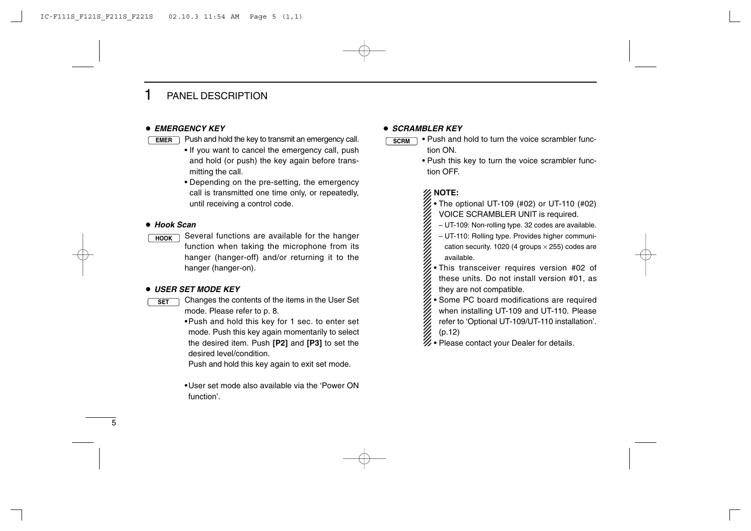# 1 PANEL DESCRIPTION

● ***EMERGENCY KEY***

**EMER** Push and hold the key to transmit an emergency call.

- If you want to cancel the emergency call, push and hold (or push) the key again before transmitting the call.
- Depending on the pre-setting, the emergency call is transmitted one time only, or repeatedly, until receiving a control code.

● ***Hook Scan***

**HOOK** Several functions are available for the hanger function when taking the microphone from its hanger (hanger-off) and/or returning it to the hanger (hanger-on).

● ***USER SET MODE KEY***

**SET** Changes the contents of the items in the User Set mode. Please refer to p. 8.

- Push and hold this key for 1 sec. to enter set mode. Push this key again momentarily to select the desired item. Push **[P2]** and **[P3]** to set the desired level/condition.
  Push and hold this key again to exit set mode.

- User set mode also available via the 'Power ON function'.

● ***SCRAMBLER KEY***

**SCRM**

- Push and hold to turn the voice scrambler function ON.
- Push this key to turn the voice scrambler function OFF.

**NOTE:**

- The optional UT-109 (#02) or UT-110 (#02) VOICE SCRAMBLER UNIT is required.
  - UT-109: Non-rolling type. 32 codes are available.
  - UT-110: Rolling type. Provides higher communication security. 1020 (4 groups × 255) codes are available.
- This transceiver requires version #02 of these units. Do not install version #01, as they are not compatible.
- Some PC board modifications are required when installing UT-109 and UT-110. Please refer to 'Optional UT-109/UT-110 installation'. (p.12)
- Please contact your Dealer for details.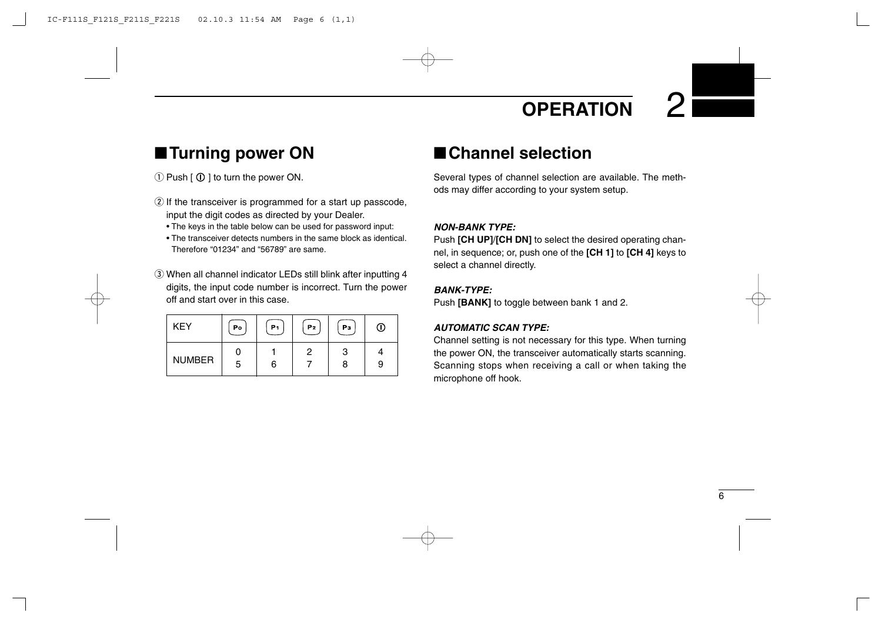# OPERATION

## ■ Turning power ON

① Push [ ⏻ ] to turn the power ON.

② If the transceiver is programmed for a start up passcode, input the digit codes as directed by your Dealer.
- The keys in the table below can be used for password input:
- The transceiver detects numbers in the same block as identical. Therefore "01234" and "56789" are same.

③ When all channel indicator LEDs still blink after inputting 4 digits, the input code number is incorrect. Turn the power off and start over in this case.

| KEY | P0 | P1 | P2 | P3 | ⏻ |
|---|---|---|---|---|---|
| NUMBER | 0<br>5 | 1<br>6 | 2<br>7 | 3<br>8 | 4<br>9 |

## ■ Channel selection

Several types of channel selection are available. The methods may differ according to your system setup.

***NON-BANK TYPE:***
Push **[CH UP]**/**[CH DN]** to select the desired operating channel, in sequence; or, push one of the **[CH 1]** to **[CH 4]** keys to select a channel directly.

***BANK-TYPE:***
Push **[BANK]** to toggle between bank 1 and 2.

***AUTOMATIC SCAN TYPE:***
Channel setting is not necessary for this type. When turning the power ON, the transceiver automatically starts scanning. Scanning stops when receiving a call or when taking the microphone off hook.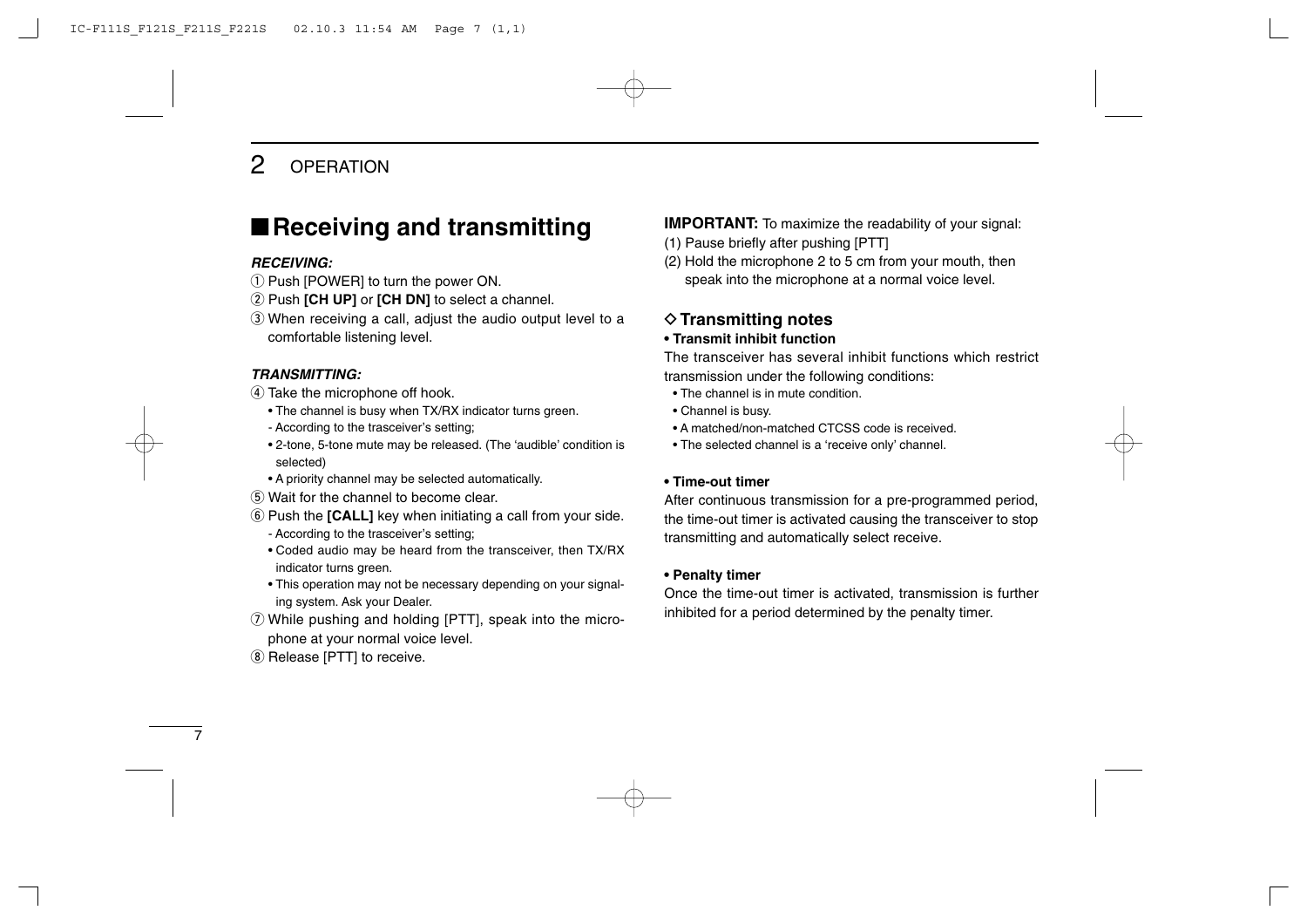## 2 OPERATION

# ■ Receiving and transmitting

***RECEIVING:***

① Push [POWER] to turn the power ON.
② Push **[CH UP]** or **[CH DN]** to select a channel.
③ When receiving a call, adjust the audio output level to a comfortable listening level.

***TRANSMITTING:***

④ Take the microphone off hook.
  • The channel is busy when TX/RX indicator turns green.
  - According to the trasceiver's setting;
  • 2-tone, 5-tone mute may be released. (The 'audible' condition is selected)
  • A priority channel may be selected automatically.
⑤ Wait for the channel to become clear.
⑥ Push the **[CALL]** key when initiating a call from your side.
  - According to the trasceiver's setting;
  • Coded audio may be heard from the transceiver, then TX/RX indicator turns green.
  • This operation may not be necessary depending on your signaling system. Ask your Dealer.
⑦ While pushing and holding [PTT], speak into the microphone at your normal voice level.
⑧ Release [PTT] to receive.

**IMPORTANT:** To maximize the readability of your signal:
(1) Pause briefly after pushing [PTT]
(2) Hold the microphone 2 to 5 cm from your mouth, then speak into the microphone at a normal voice level.

### ◇ Transmitting notes

**• Transmit inhibit function**

The transceiver has several inhibit functions which restrict transmission under the following conditions:

- The channel is in mute condition.
- Channel is busy.
- A matched/non-matched CTCSS code is received.
- The selected channel is a 'receive only' channel.

**• Time-out timer**

After continuous transmission for a pre-programmed period, the time-out timer is activated causing the transceiver to stop transmitting and automatically select receive.

**• Penalty timer**

Once the time-out timer is activated, transmission is further inhibited for a period determined by the penalty timer.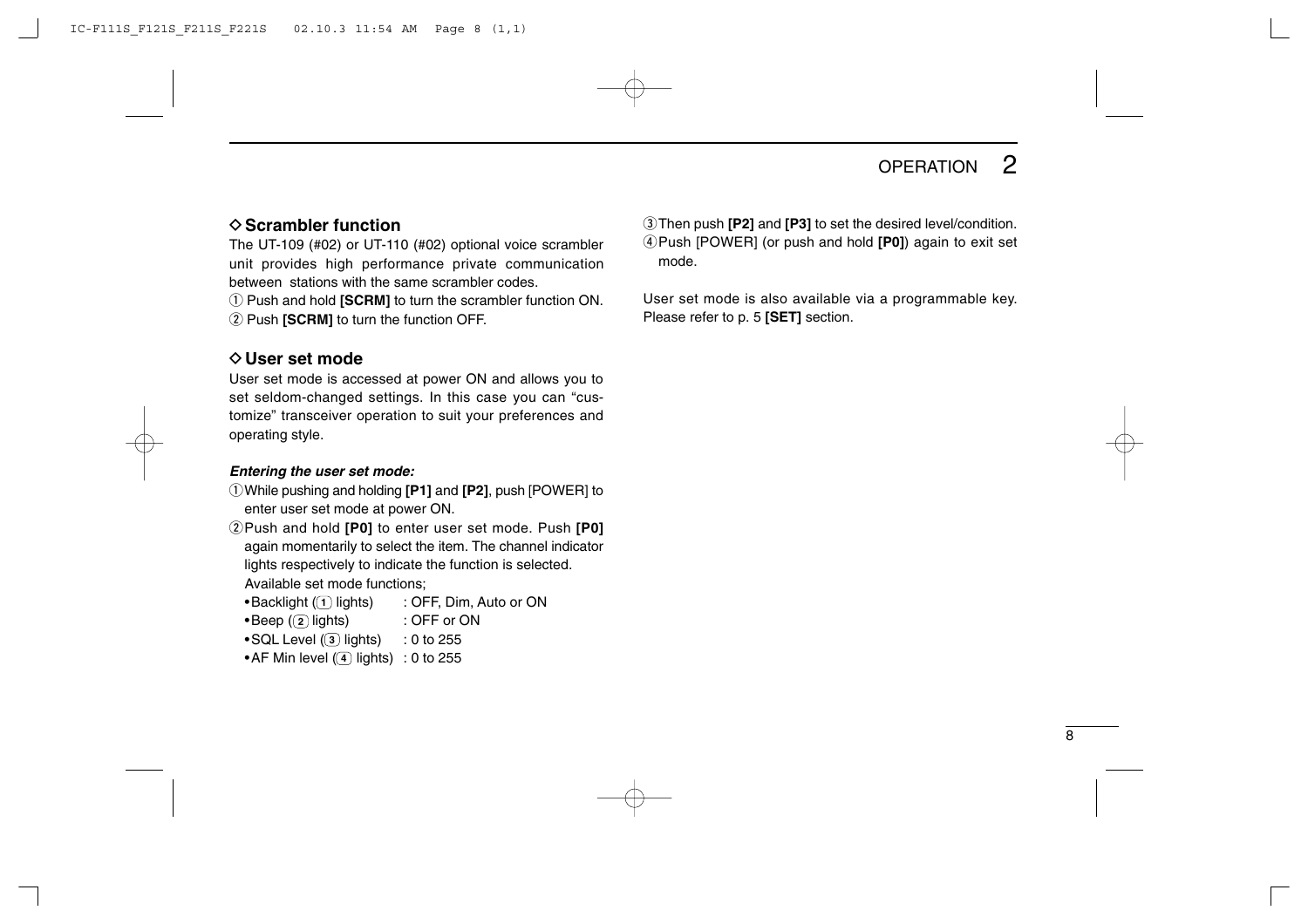### ◇ Scrambler function

The UT-109 (#02) or UT-110 (#02) optional voice scrambler unit provides high performance private communication between stations with the same scrambler codes.

① Push and hold **[SCRM]** to turn the scrambler function ON.
② Push **[SCRM]** to turn the function OFF.

### ◇ User set mode

User set mode is accessed at power ON and allows you to set seldom-changed settings. In this case you can "customize" transceiver operation to suit your preferences and operating style.

***Entering the user set mode:***

① While pushing and holding **[P1]** and **[P2]**, push [POWER] to enter user set mode at power ON.
② Push and hold **[P0]** to enter user set mode. Push **[P0]** again momentarily to select the item. The channel indicator lights respectively to indicate the function is selected.
Available set mode functions;
- Backlight (1 lights) : OFF, Dim, Auto or ON
- Beep (2 lights) : OFF or ON
- SQL Level (3 lights) : 0 to 255
- AF Min level (4 lights) : 0 to 255

③ Then push **[P2]** and **[P3]** to set the desired level/condition.
④ Push [POWER] (or push and hold **[P0]**) again to exit set mode.

User set mode is also available via a programmable key. Please refer to p. 5 **[SET]** section.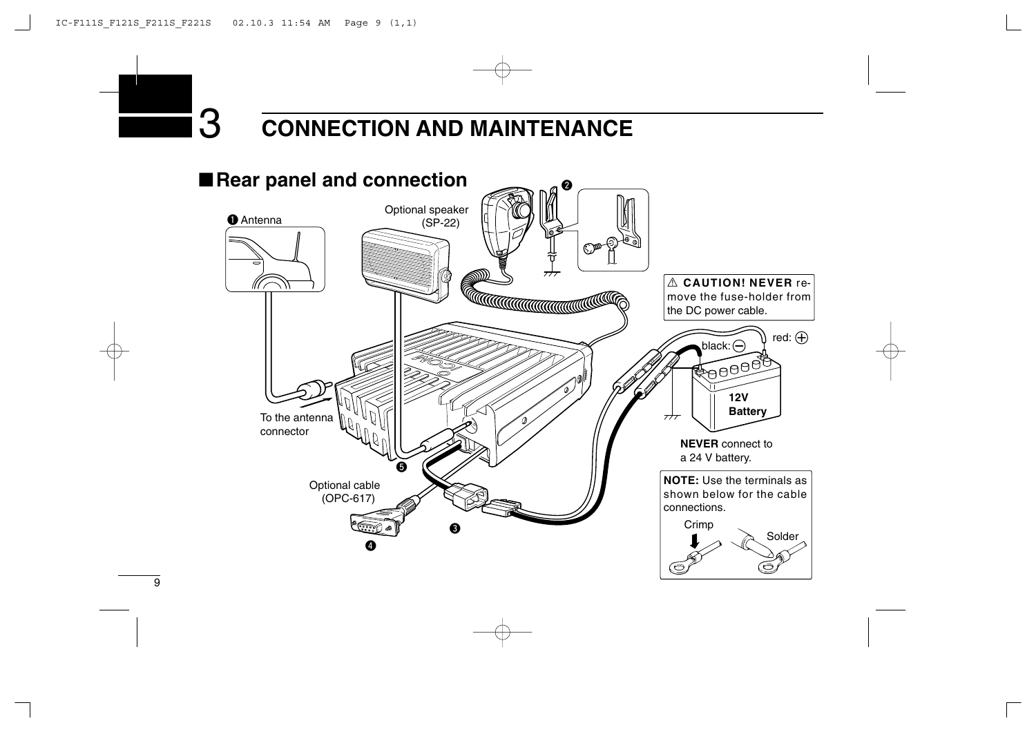# 3 CONNECTION AND MAINTENANCE

## ■Rear panel and connection

❶ Antenna

Optional speaker (SP-22)

❷

To the antenna connector

❺

Optional cable (OPC-617)

❸

❹

⚠ **CAUTION! NEVER** remove the fuse-holder from the DC power cable.

black: ⊖

red: ⊕

12V Battery

**NEVER** connect to a 24 V battery.

**NOTE:** Use the terminals as shown below for the cable connections.

Crimp

Solder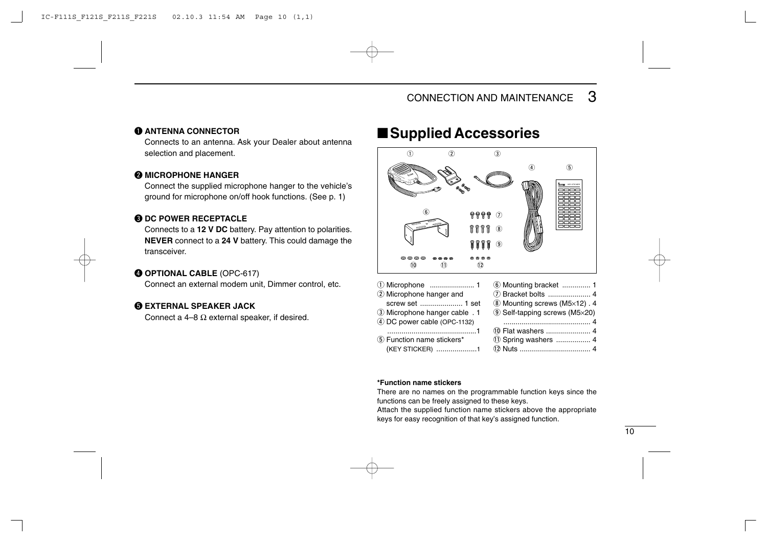## ❶ ANTENNA CONNECTOR

Connects to an antenna. Ask your Dealer about antenna selection and placement.

## ❷ MICROPHONE HANGER

Connect the supplied microphone hanger to the vehicle's ground for microphone on/off hook functions. (See p. 1)

## ❸ DC POWER RECEPTACLE

Connects to a **12 V DC** battery. Pay attention to polarities. **NEVER** connect to a **24 V** battery. This could damage the transceiver.

## ❹ OPTIONAL CABLE (OPC-617)

Connect an external modem unit, Dimmer control, etc.

## ❺ EXTERNAL SPEAKER JACK

Connect a 4–8 Ω external speaker, if desired.

# ■ Supplied Accessories

① Microphone ...................... 1
② Microphone hanger and screw set ..................... 1 set
③ Microphone hanger cable . 1
④ DC power cable (OPC-1132) ............................................1
⑤ Function name stickers* (KEY STICKER) ....................1
⑥ Mounting bracket .............. 1
⑦ Bracket bolts ..................... 4
⑧ Mounting screws (M5×12) . 4
⑨ Self-tapping screws (M5×20) ........................................... 4
⑩ Flat washers ...................... 4
⑪ Spring washers ................. 4
⑫ Nuts ................................... 4

**\*Function name stickers**

There are no names on the programmable function keys since the functions can be freely assigned to these keys.

Attach the supplied function name stickers above the appropriate keys for easy recognition of that key's assigned function.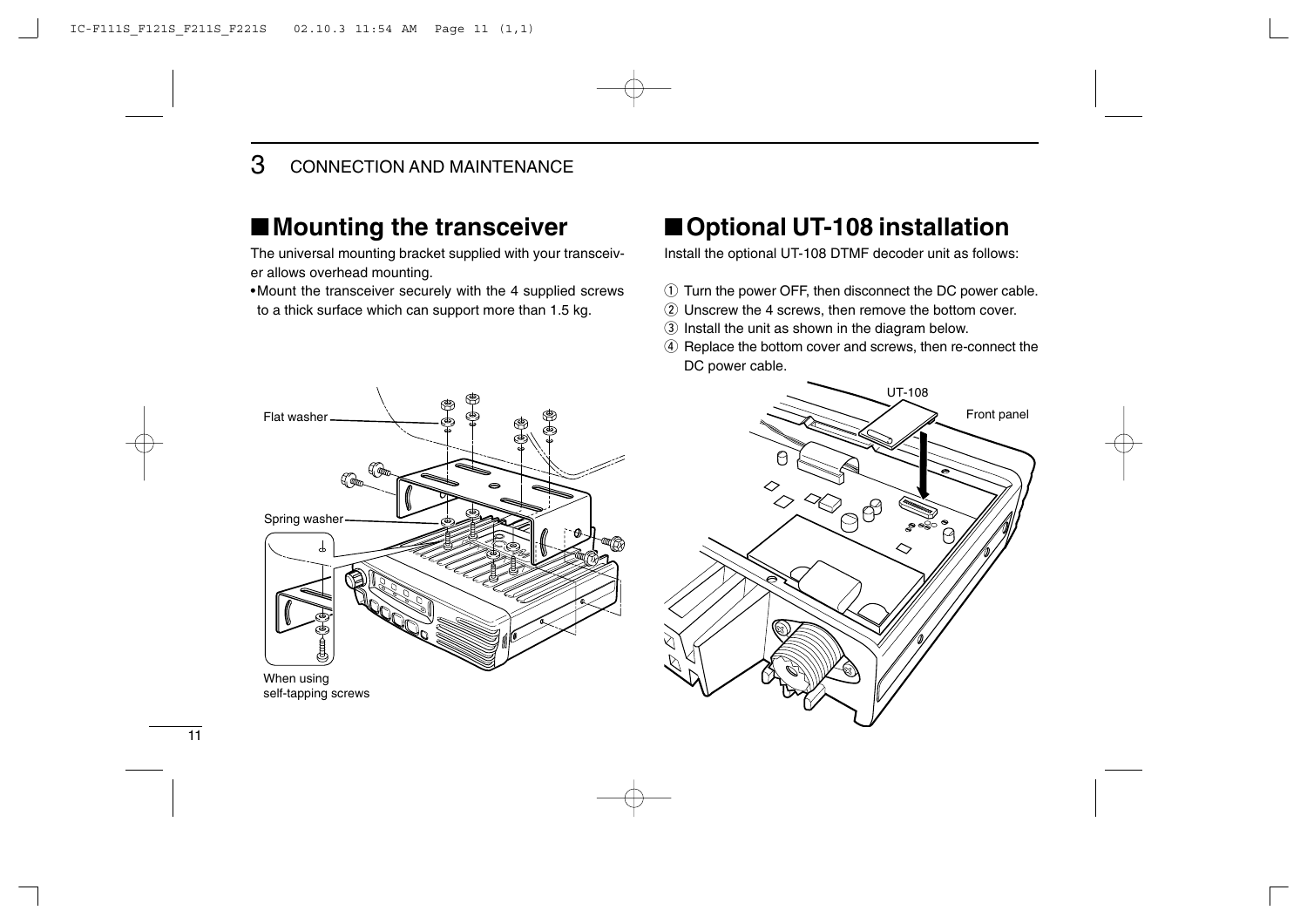## ■ Mounting the transceiver

The universal mounting bracket supplied with your transceiver allows overhead mounting.

• Mount the transceiver securely with the 4 supplied screws to a thick surface which can support more than 1.5 kg.

Flat washer

Spring washer

When using self-tapping screws

## ■ Optional UT-108 installation

Install the optional UT-108 DTMF decoder unit as follows:

① Turn the power OFF, then disconnect the DC power cable.
② Unscrew the 4 screws, then remove the bottom cover.
③ Install the unit as shown in the diagram below.
④ Replace the bottom cover and screws, then re-connect the DC power cable.

UT-108

Front panel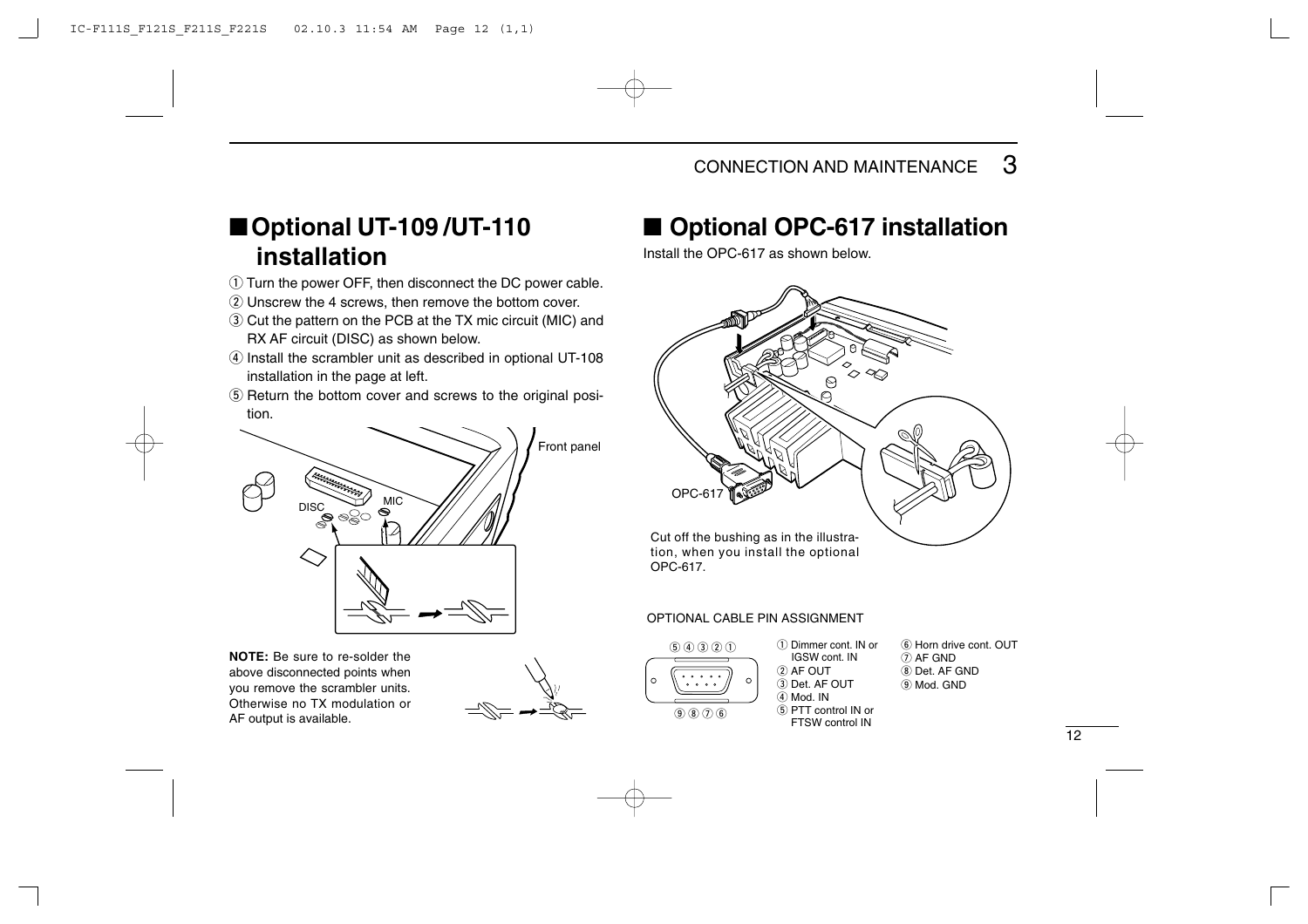## ■ Optional UT-109 /UT-110 installation

① Turn the power OFF, then disconnect the DC power cable.
② Unscrew the 4 screws, then remove the bottom cover.
③ Cut the pattern on the PCB at the TX mic circuit (MIC) and RX AF circuit (DISC) as shown below.
④ Install the scrambler unit as described in optional UT-108 installation in the page at left.
⑤ Return the bottom cover and screws to the original position.

Front panel

DISC

MIC

**NOTE:** Be sure to re-solder the above disconnected points when you remove the scrambler units. Otherwise no TX modulation or AF output is available.

## ■ Optional OPC-617 installation

Install the OPC-617 as shown below.

OPC-617

Cut off the bushing as in the illustration, when you install the optional OPC-617.

OPTIONAL CABLE PIN ASSIGNMENT

⑤ ④ ③ ② ①

⑨ ⑧ ⑦ ⑥

① Dimmer cont. IN or IGSW cont. IN
② AF OUT
③ Det. AF OUT
④ Mod. IN
⑤ PTT control IN or FTSW control IN
⑥ Horn drive cont. OUT
⑦ AF GND
⑧ Det. AF GND
⑨ Mod. GND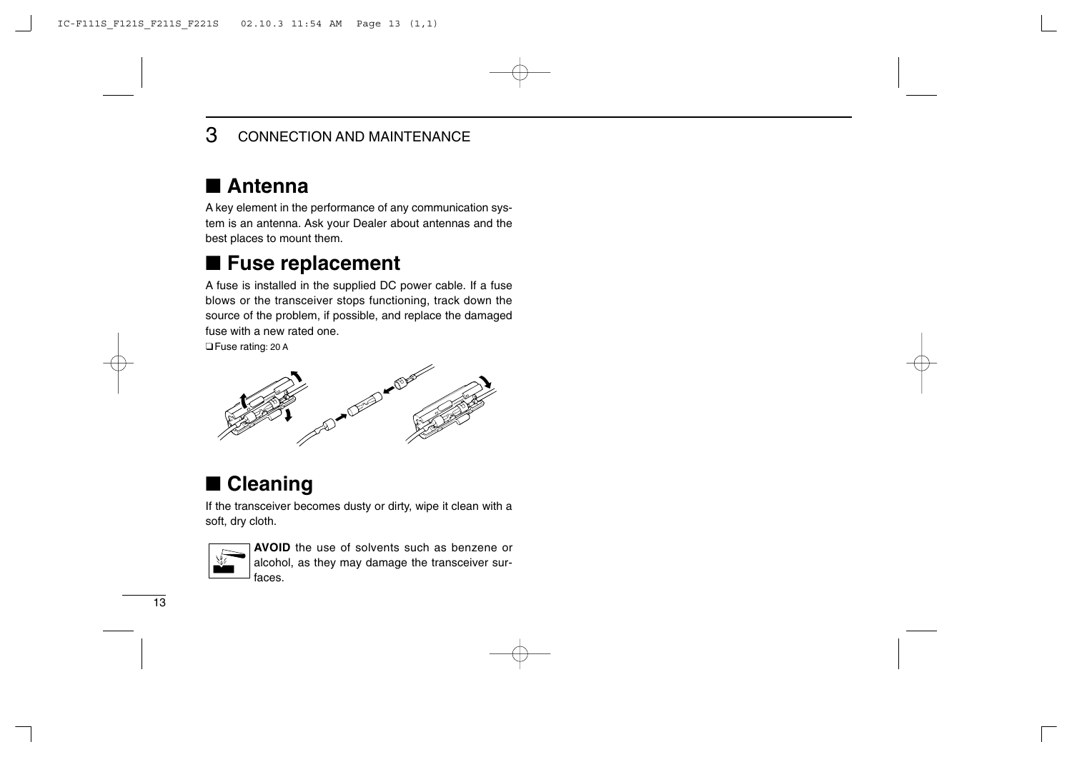# 3 CONNECTION AND MAINTENANCE

## ■ Antenna

A key element in the performance of any communication system is an antenna. Ask your Dealer about antennas and the best places to mount them.

## ■ Fuse replacement

A fuse is installed in the supplied DC power cable. If a fuse blows or the transceiver stops functioning, track down the source of the problem, if possible, and replace the damaged fuse with a new rated one.

❑ Fuse rating: 20 A

## ■ Cleaning

If the transceiver becomes dusty or dirty, wipe it clean with a soft, dry cloth.

**AVOID** the use of solvents such as benzene or alcohol, as they may damage the transceiver surfaces.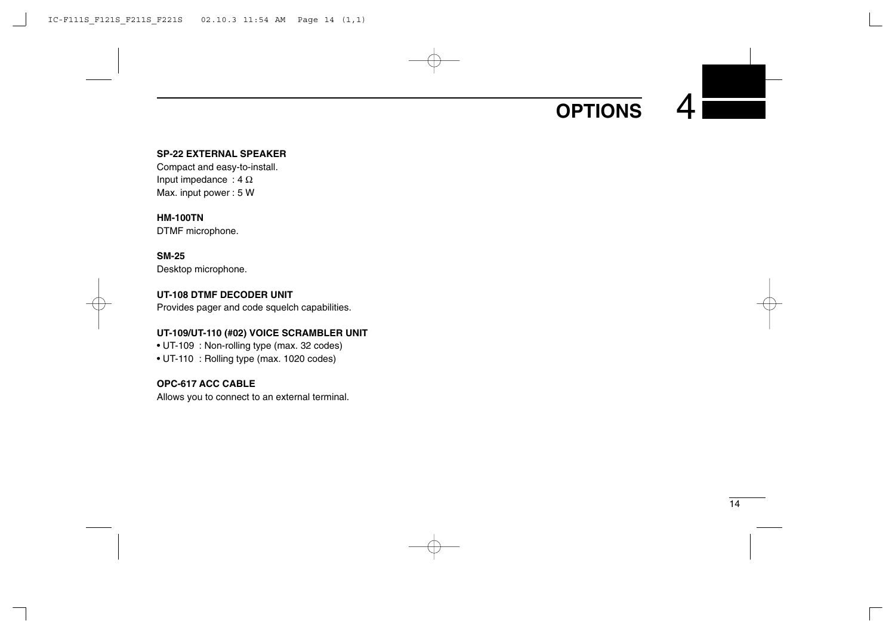# 4 OPTIONS

**SP-22 EXTERNAL SPEAKER**
Compact and easy-to-install.
Input impedance : 4 Ω
Max. input power : 5 W

**HM-100TN**
DTMF microphone.

**SM-25**
Desktop microphone.

**UT-108 DTMF DECODER UNIT**
Provides pager and code squelch capabilities.

**UT-109/UT-110 (#02) VOICE SCRAMBLER UNIT**
- UT-109 : Non-rolling type (max. 32 codes)
- UT-110 : Rolling type (max. 1020 codes)

**OPC-617 ACC CABLE**
Allows you to connect to an external terminal.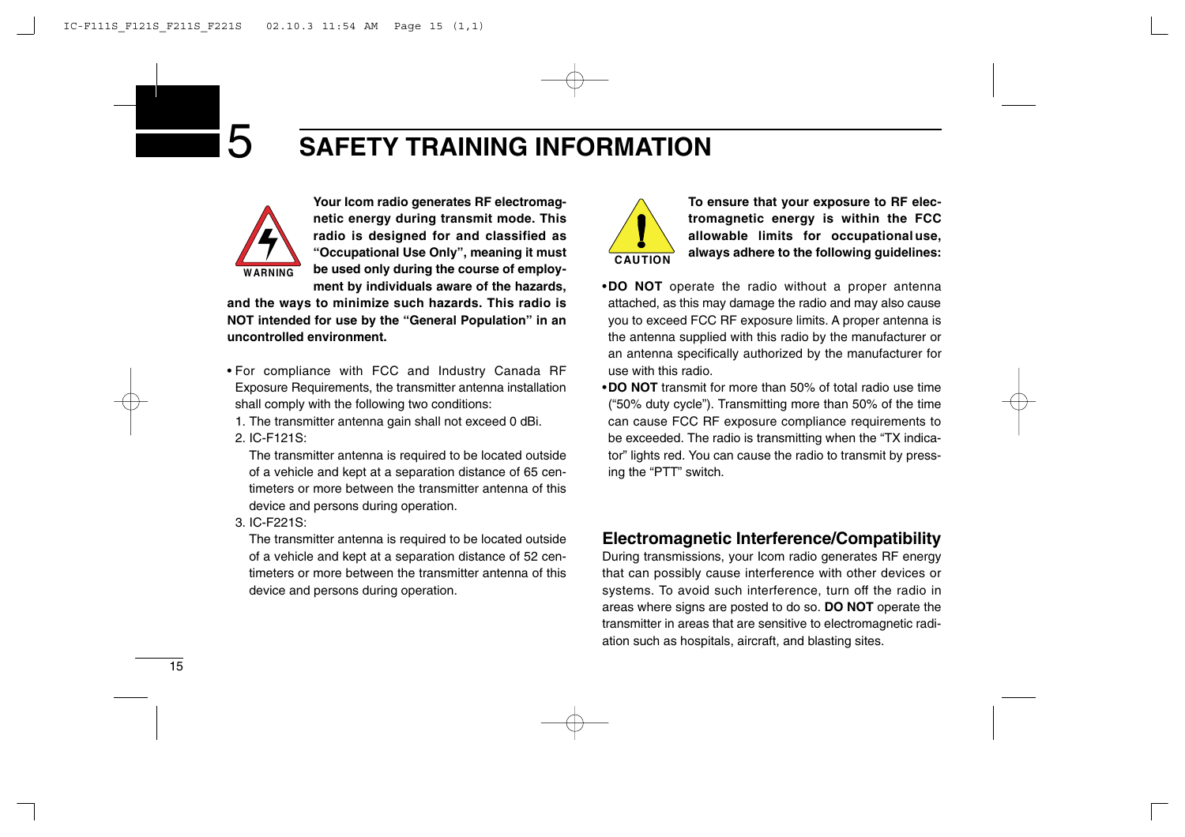# 5 SAFETY TRAINING INFORMATION

WARNING

**Your Icom radio generates RF electromagnetic energy during transmit mode. This radio is designed for and classified as "Occupational Use Only", meaning it must be used only during the course of employment by individuals aware of the hazards, and the ways to minimize such hazards. This radio is NOT intended for use by the "General Population" in an uncontrolled environment.**

- For compliance with FCC and Industry Canada RF Exposure Requirements, the transmitter antenna installation shall comply with the following two conditions:
  1. The transmitter antenna gain shall not exceed 0 dBi.
  2. IC-F121S:
     The transmitter antenna is required to be located outside of a vehicle and kept at a separation distance of 65 centimeters or more between the transmitter antenna of this device and persons during operation.
  3. IC-F221S:
     The transmitter antenna is required to be located outside of a vehicle and kept at a separation distance of 52 centimeters or more between the transmitter antenna of this device and persons during operation.

CAUTION

**To ensure that your exposure to RF electromagnetic energy is within the FCC allowable limits for occupational use, always adhere to the following guidelines:**

- **DO NOT** operate the radio without a proper antenna attached, as this may damage the radio and may also cause you to exceed FCC RF exposure limits. A proper antenna is the antenna supplied with this radio by the manufacturer or an antenna specifically authorized by the manufacturer for use with this radio.
- **DO NOT** transmit for more than 50% of total radio use time ("50% duty cycle"). Transmitting more than 50% of the time can cause FCC RF exposure compliance requirements to be exceeded. The radio is transmitting when the "TX indicator" lights red. You can cause the radio to transmit by pressing the "PTT" switch.

## Electromagnetic Interference/Compatibility

During transmissions, your Icom radio generates RF energy that can possibly cause interference with other devices or systems. To avoid such interference, turn off the radio in areas where signs are posted to do so. **DO NOT** operate the transmitter in areas that are sensitive to electromagnetic radiation such as hospitals, aircraft, and blasting sites.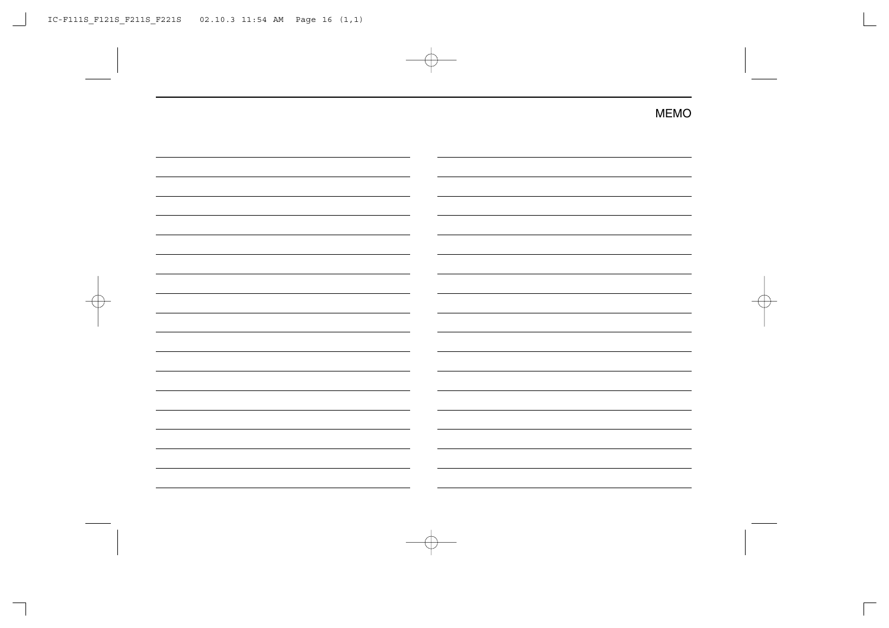MEMO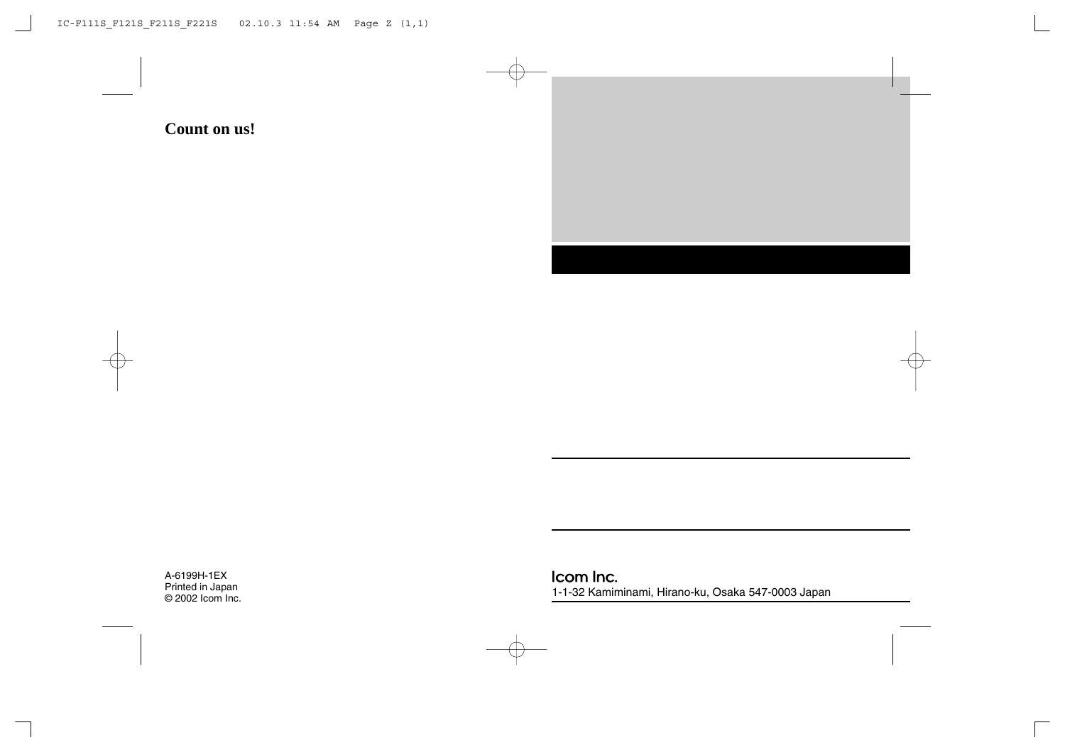**Count on us!**

A-6199H-1EX
Printed in Japan
© 2002 Icom Inc.

Icom Inc.
1-1-32 Kamiminami, Hirano-ku, Osaka 547-0003 Japan